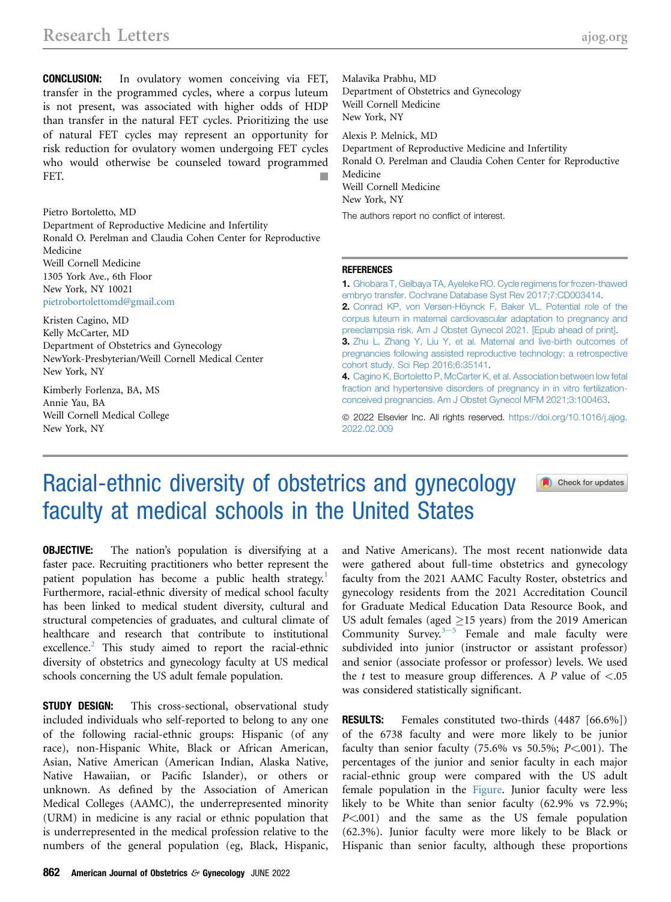**CONCLUSION:** In ovulatory women conceiving via FET, transfer in the programmed cycles, where a corpus luteum is not present, was associated with higher odds of HDP than transfer in the natural FET cycles. Prioritizing the use of natural FET cycles may represent an opportunity for risk reduction for ovulatory women undergoing FET cycles who would otherwise be counseled toward programmed FET. ■

Pietro Bortoletto, MD
Department of Reproductive Medicine and Infertility
Ronald O. Perelman and Claudia Cohen Center for Reproductive Medicine
Weill Cornell Medicine
1305 York Ave., 6th Floor
New York, NY 10021
pietrobortolettomd@gmail.com

Kristen Cagino, MD
Kelly McCarter, MD
Department of Obstetrics and Gynecology
NewYork-Presbyterian/Weill Cornell Medical Center
New York, NY

Kimberly Forlenza, BA, MS
Annie Yau, BA
Weill Cornell Medical College
New York, NY

Malavika Prabhu, MD
Department of Obstetrics and Gynecology
Weill Cornell Medicine
New York, NY

Alexis P. Melnick, MD
Department of Reproductive Medicine and Infertility
Ronald O. Perelman and Claudia Cohen Center for Reproductive Medicine
Weill Cornell Medicine
New York, NY

The authors report no conflict of interest.

## REFERENCES

1. Ghobara T, Gelbaya TA, Ayeleke RO. Cycle regimens for frozen-thawed embryo transfer. Cochrane Database Syst Rev 2017;7:CD003414.
2. Conrad KP, von Versen-Höynck F, Baker VL. Potential role of the corpus luteum in maternal cardiovascular adaptation to pregnancy and preeclampsia risk. Am J Obstet Gynecol 2021. [Epub ahead of print].
3. Zhu L, Zhang Y, Liu Y, et al. Maternal and live-birth outcomes of pregnancies following assisted reproductive technology: a retrospective cohort study. Sci Rep 2016;6:35141.
4. Cagino K, Bortoletto P, McCarter K, et al. Association between low fetal fraction and hypertensive disorders of pregnancy in in vitro fertilization-conceived pregnancies. Am J Obstet Gynecol MFM 2021;3:100463.

© 2022 Elsevier Inc. All rights reserved. https://doi.org/10.1016/j.ajog.2022.02.009

# Racial-ethnic diversity of obstetrics and gynecology faculty at medical schools in the United States

**OBJECTIVE:** The nation's population is diversifying at a faster pace. Recruiting practitioners who better represent the patient population has become a public health strategy.[1] Furthermore, racial-ethnic diversity of medical school faculty has been linked to medical student diversity, cultural and structural competencies of graduates, and cultural climate of healthcare and research that contribute to institutional excellence.[2] This study aimed to report the racial-ethnic diversity of obstetrics and gynecology faculty at US medical schools concerning the US adult female population.

**STUDY DESIGN:** This cross-sectional, observational study included individuals who self-reported to belong to any one of the following racial-ethnic groups: Hispanic (of any race), non-Hispanic White, Black or African American, Asian, Native American (American Indian, Alaska Native, Native Hawaiian, or Pacific Islander), or others or unknown. As defined by the Association of American Medical Colleges (AAMC), the underrepresented minority (URM) in medicine is any racial or ethnic population that is underrepresented in the medical profession relative to the numbers of the general population (eg, Black, Hispanic, and Native Americans). The most recent nationwide data were gathered about full-time obstetrics and gynecology faculty from the 2021 AAMC Faculty Roster, obstetrics and gynecology residents from the 2021 Accreditation Council for Graduate Medical Education Data Resource Book, and US adult females (aged ≥15 years) from the 2019 American Community Survey.[3–5] Female and male faculty were subdivided into junior (instructor or assistant professor) and senior (associate professor or professor) levels. We used the *t* test to measure group differences. A *P* value of <.05 was considered statistically significant.

**RESULTS:** Females constituted two-thirds (4487 [66.6%]) of the 6738 faculty and were more likely to be junior faculty than senior faculty (75.6% vs 50.5%; *P*<.001). The percentages of the junior and senior faculty in each major racial-ethnic group were compared with the US adult female population in the Figure. Junior faculty were less likely to be White than senior faculty (62.9% vs 72.9%; *P*<.001) and the same as the US female population (62.3%). Junior faculty were more likely to be Black or Hispanic than senior faculty, although these proportions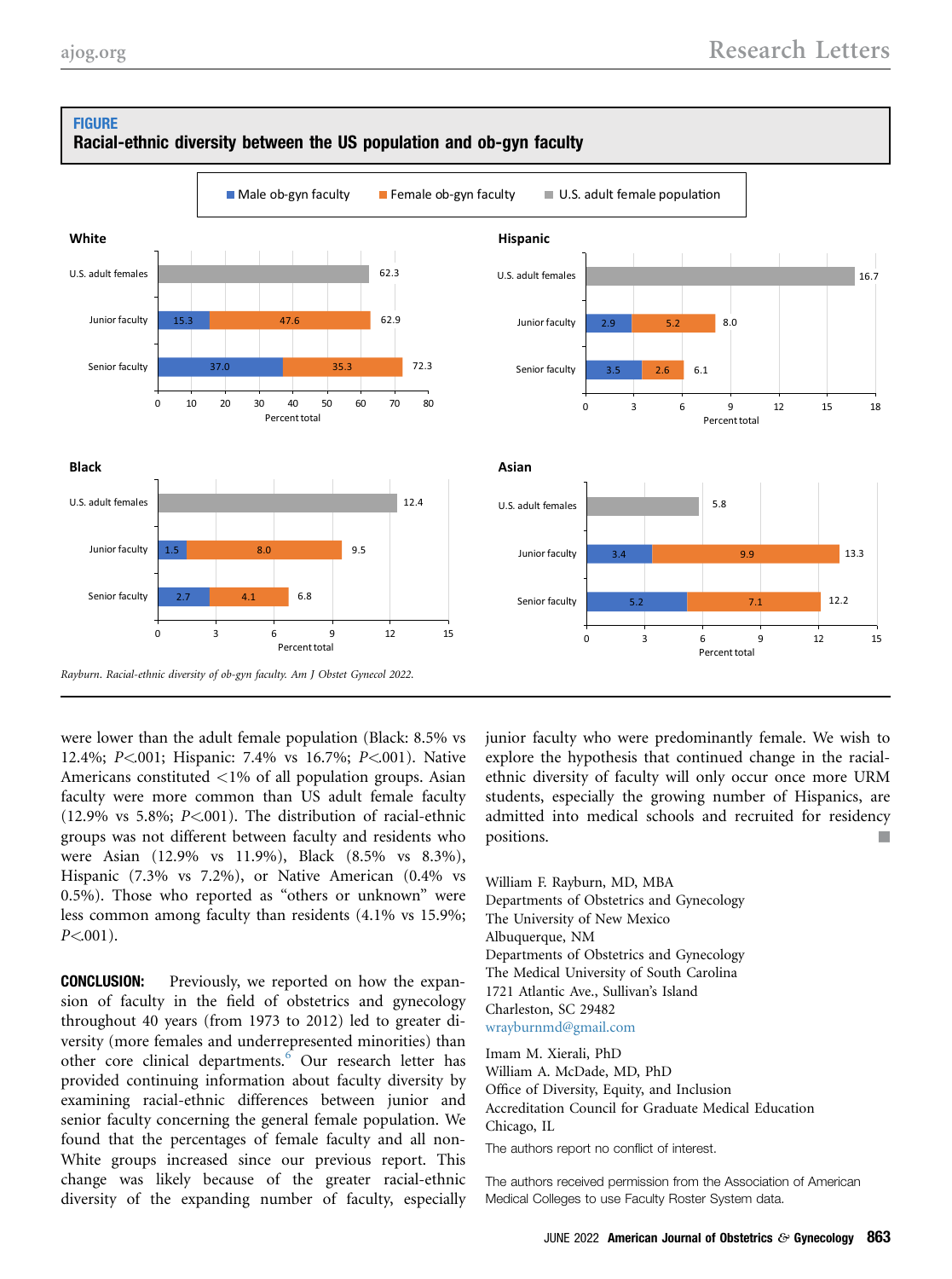**FIGURE**
**Racial-ethnic diversity between the US population and ob-gyn faculty**

| Group | Category | Male ob-gyn faculty | Female ob-gyn faculty | Total / U.S. adult female population |
|---|---|---|---|---|
| White | U.S. adult females | | | 62.3 |
| White | Junior faculty | 15.3 | 47.6 | 62.9 |
| White | Senior faculty | 37.0 | 35.3 | 72.3 |
| Hispanic | U.S. adult females | | | 16.7 |
| Hispanic | Junior faculty | 2.9 | 5.2 | 8.0 |
| Hispanic | Senior faculty | 3.5 | 2.6 | 6.1 |
| Black | U.S. adult females | | | 12.4 |
| Black | Junior faculty | 1.5 | 8.0 | 9.5 |
| Black | Senior faculty | 2.7 | 4.1 | 6.8 |
| Asian | U.S. adult females | | | 5.8 |
| Asian | Junior faculty | 3.4 | 9.9 | 13.3 |
| Asian | Senior faculty | 5.2 | 7.1 | 12.2 |

Values are percent total.

*Rayburn. Racial-ethnic diversity of ob-gyn faculty. Am J Obstet Gynecol 2022.*

were lower than the adult female population (Black: 8.5% vs 12.4%; $P<.001$; Hispanic: 7.4% vs 16.7%; $P<.001$). Native Americans constituted <1% of all population groups. Asian faculty were more common than US adult female faculty (12.9% vs 5.8%; $P<.001$). The distribution of racial-ethnic groups was not different between faculty and residents who were Asian (12.9% vs 11.9%), Black (8.5% vs 8.3%), Hispanic (7.3% vs 7.2%), or Native American (0.4% vs 0.5%). Those who reported as "others or unknown" were less common among faculty than residents (4.1% vs 15.9%; $P<.001$).

**CONCLUSION:** Previously, we reported on how the expansion of faculty in the field of obstetrics and gynecology throughout 40 years (from 1973 to 2012) led to greater diversity (more females and underrepresented minorities) than other core clinical departments.[6] Our research letter has provided continuing information about faculty diversity by examining racial-ethnic differences between junior and senior faculty concerning the general female population. We found that the percentages of female faculty and all non-White groups increased since our previous report. This change was likely because of the greater racial-ethnic diversity of the expanding number of faculty, especially junior faculty who were predominantly female. We wish to explore the hypothesis that continued change in the racial-ethnic diversity of faculty will only occur once more URM students, especially the growing number of Hispanics, are admitted into medical schools and recruited for residency positions. ■

William F. Rayburn, MD, MBA
Departments of Obstetrics and Gynecology
The University of New Mexico
Albuquerque, NM
Departments of Obstetrics and Gynecology
The Medical University of South Carolina
1721 Atlantic Ave., Sullivan's Island
Charleston, SC 29482
wrayburnmd@gmail.com

Imam M. Xierali, PhD
William A. McDade, MD, PhD
Office of Diversity, Equity, and Inclusion
Accreditation Council for Graduate Medical Education
Chicago, IL

The authors report no conflict of interest.

The authors received permission from the Association of American Medical Colleges to use Faculty Roster System data.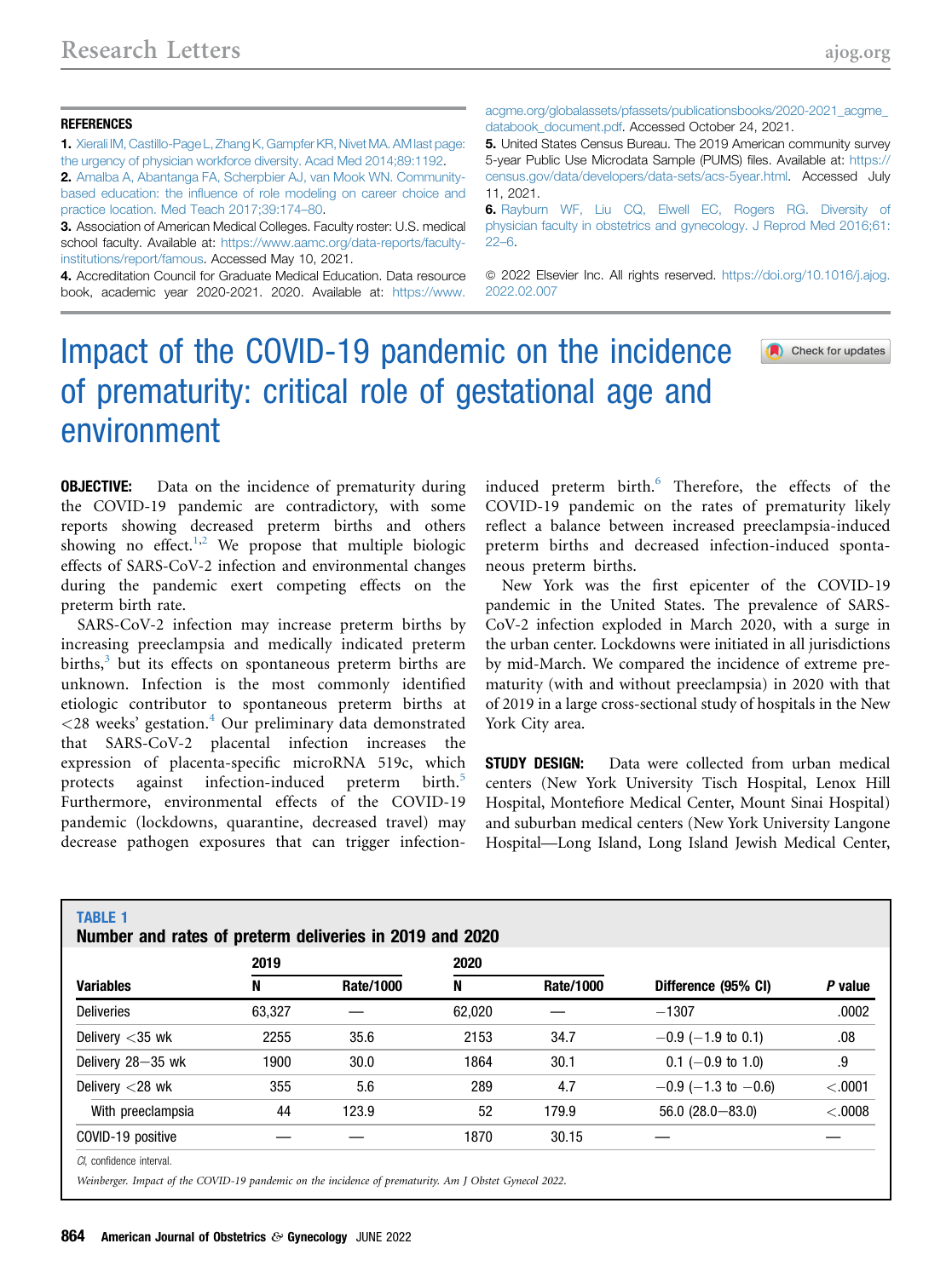## REFERENCES

1. Xierali IM, Castillo-Page L, Zhang K, Gampfer KR, Nivet MA. AM last page: the urgency of physician workforce diversity. Acad Med 2014;89:1192.
2. Amalba A, Abantanga FA, Scherpbier AJ, van Mook WN. Community-based education: the influence of role modeling on career choice and practice location. Med Teach 2017;39:174–80.
3. Association of American Medical Colleges. Faculty roster: U.S. medical school faculty. Available at: https://www.aamc.org/data-reports/faculty-institutions/report/famous. Accessed May 10, 2021.
4. Accreditation Council for Graduate Medical Education. Data resource book, academic year 2020-2021. 2020. Available at: https://www.acgme.org/globalassets/pfassets/publicationsbooks/2020-2021_acgme_databook_document.pdf. Accessed October 24, 2021.
5. United States Census Bureau. The 2019 American community survey 5-year Public Use Microdata Sample (PUMS) files. Available at: https://census.gov/data/developers/data-sets/acs-5year.html. Accessed July 11, 2021.
6. Rayburn WF, Liu CQ, Elwell EC, Rogers RG. Diversity of physician faculty in obstetrics and gynecology. J Reprod Med 2016;61:22–6.

© 2022 Elsevier Inc. All rights reserved. https://doi.org/10.1016/j.ajog.2022.02.007

# Impact of the COVID-19 pandemic on the incidence of prematurity: critical role of gestational age and environment

**OBJECTIVE:** Data on the incidence of prematurity during the COVID-19 pandemic are contradictory, with some reports showing decreased preterm births and others showing no effect.[1,2] We propose that multiple biologic effects of SARS-CoV-2 infection and environmental changes during the pandemic exert competing effects on the preterm birth rate.

SARS-CoV-2 infection may increase preterm births by increasing preeclampsia and medically indicated preterm births,[3] but its effects on spontaneous preterm births are unknown. Infection is the most commonly identified etiologic contributor to spontaneous preterm births at <28 weeks' gestation.[4] Our preliminary data demonstrated that SARS-CoV-2 placental infection increases the expression of placenta-specific microRNA 519c, which protects against infection-induced preterm birth.[5] Furthermore, environmental effects of the COVID-19 pandemic (lockdowns, quarantine, decreased travel) may decrease pathogen exposures that can trigger infection-induced preterm birth.[6] Therefore, the effects of the COVID-19 pandemic on the rates of prematurity likely reflect a balance between increased preeclampsia-induced preterm births and decreased infection-induced spontaneous preterm births.

New York was the first epicenter of the COVID-19 pandemic in the United States. The prevalence of SARS-CoV-2 infection exploded in March 2020, with a surge in the urban center. Lockdowns were initiated in all jurisdictions by mid-March. We compared the incidence of extreme prematurity (with and without preeclampsia) in 2020 with that of 2019 in a large cross-sectional study of hospitals in the New York City area.

**STUDY DESIGN:** Data were collected from urban medical centers (New York University Tisch Hospital, Lenox Hill Hospital, Montefiore Medical Center, Mount Sinai Hospital) and suburban medical centers (New York University Langone Hospital—Long Island, Long Island Jewish Medical Center,

**TABLE 1**
**Number and rates of preterm deliveries in 2019 and 2020**

| Variables | 2019 N | 2019 Rate/1000 | 2020 N | 2020 Rate/1000 | Difference (95% CI) | *P* value |
|---|---|---|---|---|---|---|
| Deliveries | 63,327 | — | 62,020 | — | −1307 | .0002 |
| Delivery <35 wk | 2255 | 35.6 | 2153 | 34.7 | −0.9 (−1.9 to 0.1) | .08 |
| Delivery 28−35 wk | 1900 | 30.0 | 1864 | 30.1 | 0.1 (−0.9 to 1.0) | .9 |
| Delivery <28 wk | 355 | 5.6 | 289 | 4.7 | −0.9 (−1.3 to −0.6) | <.0001 |
| With preeclampsia | 44 | 123.9 | 52 | 179.9 | 56.0 (28.0−83.0) | <.0008 |
| COVID-19 positive | — | — | 1870 | 30.15 | — | — |

*CI*, confidence interval.

*Weinberger. Impact of the COVID-19 pandemic on the incidence of prematurity. Am J Obstet Gynecol 2022.*